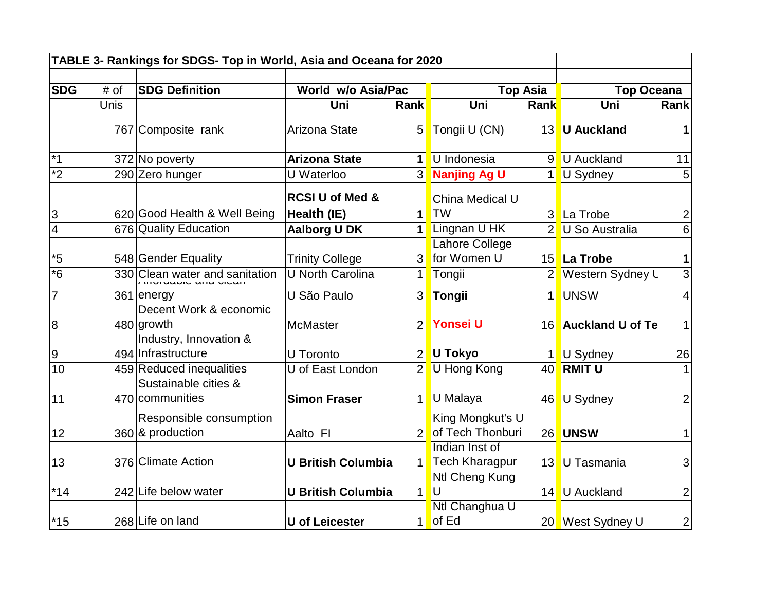**TABLE 3- Rankings for SDGS- Top in World, Asia and Oceana for 2020**

| SDG | # of Unis | SDG Definition | World w/o Asia/Pac Uni | Rank | Top Asia Uni | Rank | Top Oceana Uni | Rank |
|---|---|---|---|---|---|---|---|---|
| | 767 | Composite rank | Arizona State | 5 | Tongii U (CN) | 13 | **U Auckland** | **1** |
| *1 | 372 | No poverty | **Arizona State** | **1** | U Indonesia | 9 | U Auckland | 11 |
| *2 | 290 | Zero hunger | U Waterloo | 3 | **Nanjing Ag U** | **1** | U Sydney | 5 |
| 3 | 620 | Good Health & Well Being | **RCSI U of Med & Health (IE)** | **1** | China Medical U TW | 3 | La Trobe | 2 |
| 4 | 676 | Quality Education | **Aalborg U DK** | **1** | Lingnan U HK | 2 | U So Australia | 6 |
| *5 | 548 | Gender Equality | Trinity College | 3 | Lahore College for Women U | 15 | **La Trobe** | **1** |
| *6 | 330 | Clean water and sanitation | U North Carolina | 1 | Tongii | 2 | Western Sydney U | 3 |
| 7 | 361 | Affordable and clean energy | U São Paulo | 3 | **Tongii** | **1** | UNSW | 4 |
| 8 | 480 | Decent Work & economic growth | McMaster | 2 | **Yonsei U** | 16 | **Auckland U of Te** | 1 |
| 9 | 494 | Industry, Innovation & Infrastructure | U Toronto | 2 | **U Tokyo** | 1 | U Sydney | 26 |
| 10 | 459 | Reduced inequalities | U of East London | 2 | U Hong Kong | 40 | **RMIT U** | 1 |
| 11 | 470 | Sustainable cities & communities | **Simon Fraser** | 1 | U Malaya | 46 | U Sydney | 2 |
| 12 | 360 | Responsible consumption & production | Aalto FI | 2 | King Mongkut's U of Tech Thonburi | 26 | **UNSW** | 1 |
| 13 | 376 | Climate Action | **U British Columbia** | 1 | Indian Inst of Tech Kharagpur | 13 | U Tasmania | 3 |
| *14 | 242 | Life below water | **U British Columbia** | 1 | Ntl Cheng Kung U | 14 | U Auckland | 2 |
| *15 | 268 | Life on land | **U of Leicester** | 1 | Ntl Changhua U of Ed | 20 | West Sydney U | 2 |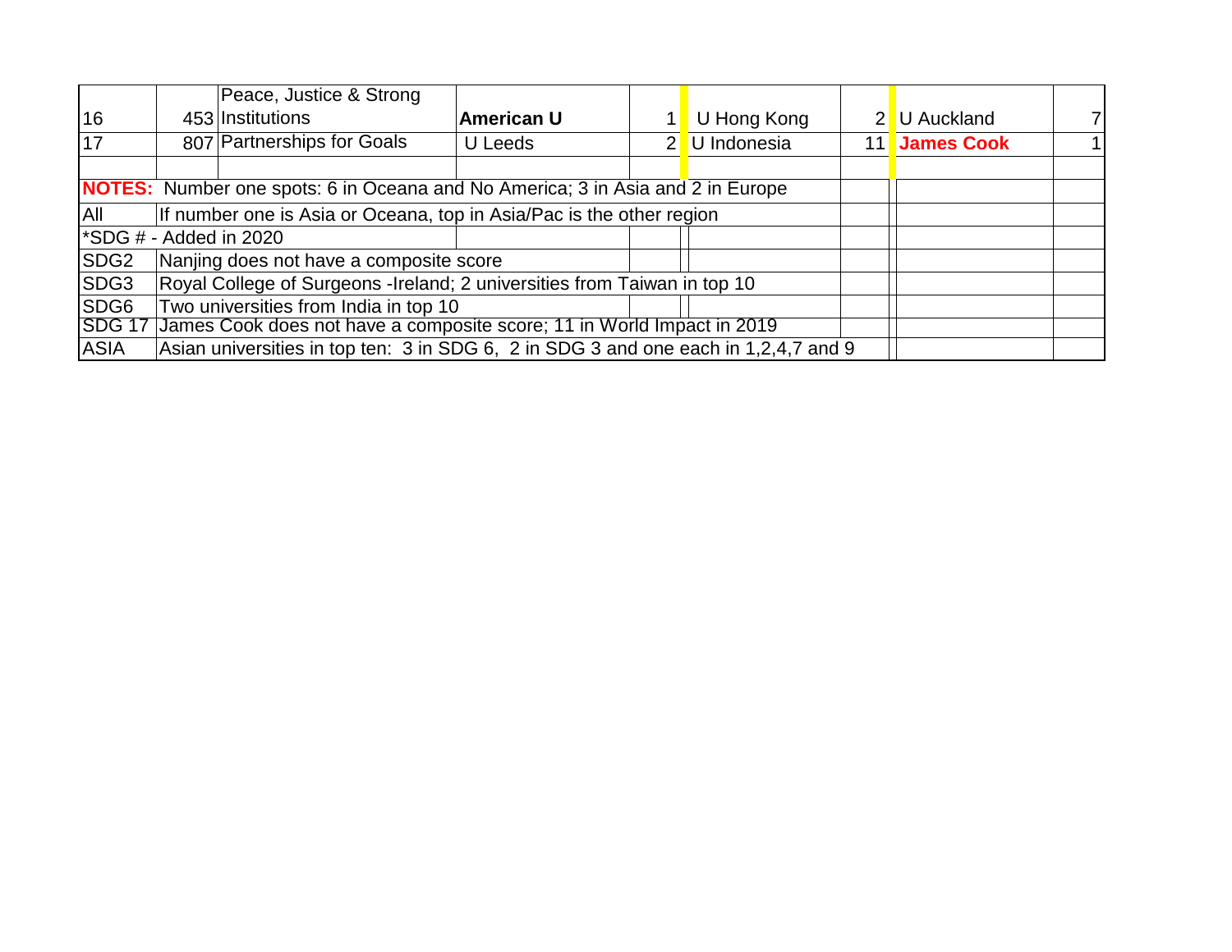| | | | | | | | | |
|---|---|---|---|---|---|---|---|---|
| 16 | 453 | Peace, Justice & Strong Institutions | **American U** | 1 | U Hong Kong | 2 | U Auckland | 7 |
| 17 | 807 | Partnerships for Goals | U Leeds | 2 | U Indonesia | 11 | **James Cook** | 1 |
| | | | | | | | | |
| **NOTES:** Number one spots: 6 in Oceana and No America; 3 in Asia and 2 in Europe | | | | | | | | |
| All | If number one is Asia or Oceana, top in Asia/Pac is the other region | | | | | | | |
| *SDG # - Added in 2020 | | | | | | | | |
| SDG2 | Nanjing does not have a composite score | | | | | | | |
| SDG3 | Royal College of Surgeons -Ireland; 2 universities from Taiwan in top 10 | | | | | | | |
| SDG6 | Two universities from India in top 10 | | | | | | | |
| SDG 17 | James Cook does not have a composite score; 11 in World Impact in 2019 | | | | | | | |
| ASIA | Asian universities in top ten: 3 in SDG 6, 2 in SDG 3 and one each in 1,2,4,7 and 9 | | | | | | | |